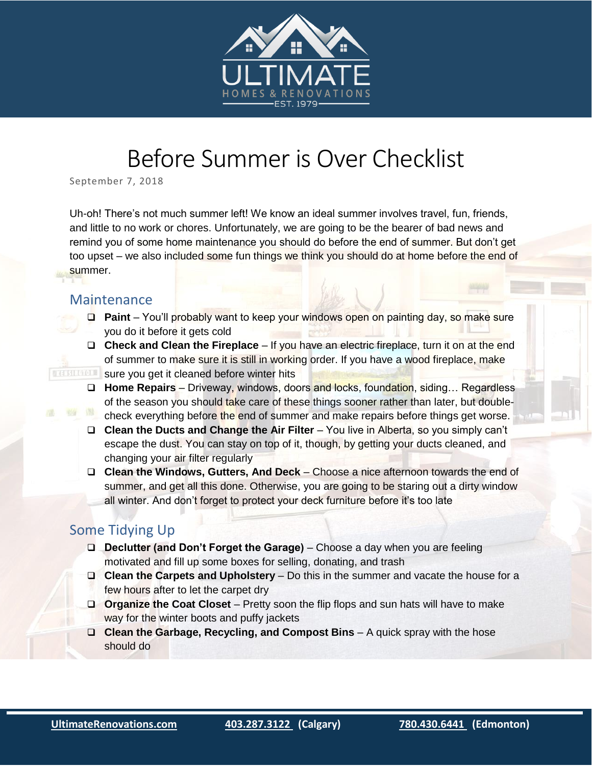# Before Summer is Over Checklist

September 7, 2018

Uh-oh! There's not much summer left! We know an ideal summer involves travel, fun, friends, and little to no work or chores. Unfortunately, we are going to be the bearer of bad news and remind you of some home maintenance you should do before the end of summer. But don't get too upset – we also included some fun things we think you should do at home before the end of summer.

## Maintenance

- ❑ **Paint** – You'll probably want to keep your windows open on painting day, so make sure you do it before it gets cold
- ❑ **Check and Clean the Fireplace** – If you have an electric fireplace, turn it on at the end of summer to make sure it is still in working order. If you have a wood fireplace, make sure you get it cleaned before winter hits
- ❑ **Home Repairs** – Driveway, windows, doors and locks, foundation, siding… Regardless of the season you should take care of these things sooner rather than later, but double-check everything before the end of summer and make repairs before things get worse.
- ❑ **Clean the Ducts and Change the Air Filter** – You live in Alberta, so you simply can't escape the dust. You can stay on top of it, though, by getting your ducts cleaned, and changing your air filter regularly
- ❑ **Clean the Windows, Gutters, And Deck** – Choose a nice afternoon towards the end of summer, and get all this done. Otherwise, you are going to be staring out a dirty window all winter. And don't forget to protect your deck furniture before it's too late

## Some Tidying Up

- ❑ **Declutter (and Don't Forget the Garage)** – Choose a day when you are feeling motivated and fill up some boxes for selling, donating, and trash
- ❑ **Clean the Carpets and Upholstery** – Do this in the summer and vacate the house for a few hours after to let the carpet dry
- ❑ **Organize the Coat Closet** – Pretty soon the flip flops and sun hats will have to make way for the winter boots and puffy jackets
- ❑ **Clean the Garbage, Recycling, and Compost Bins** – A quick spray with the hose should do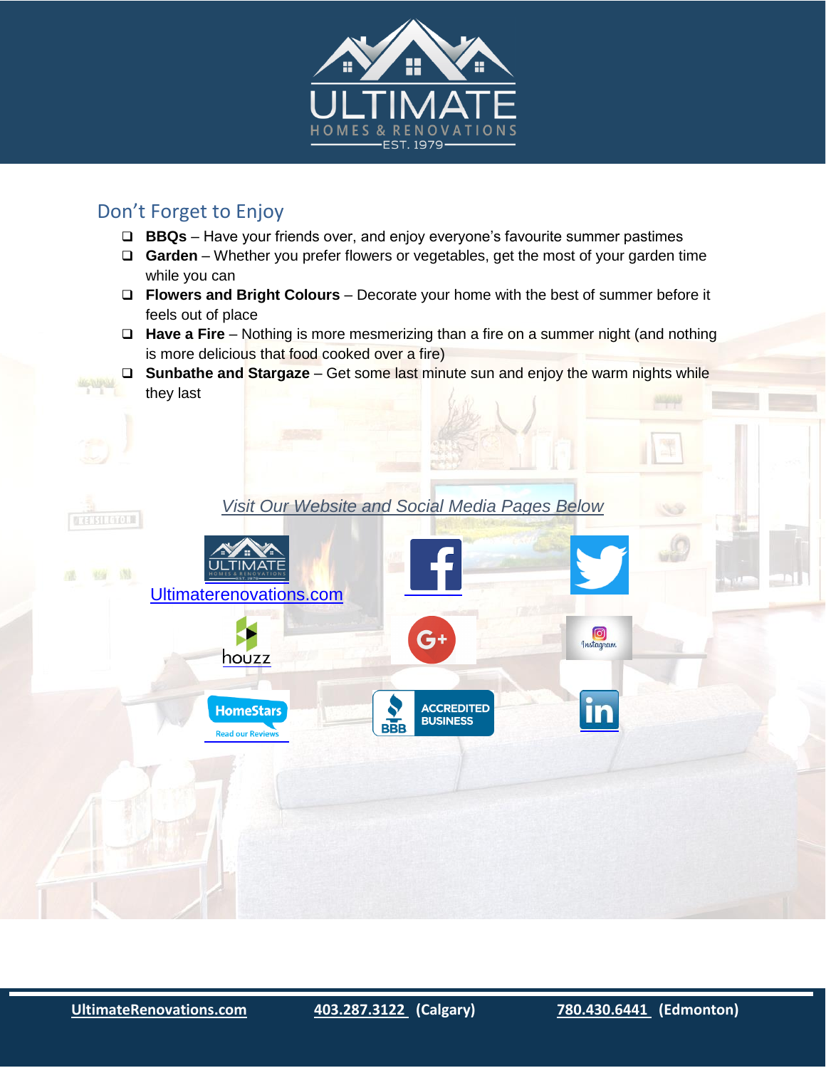## Don't Forget to Enjoy

- **BBQs** – Have your friends over, and enjoy everyone's favourite summer pastimes
- **Garden** – Whether you prefer flowers or vegetables, get the most of your garden time while you can
- **Flowers and Bright Colours** – Decorate your home with the best of summer before it feels out of place
- **Have a Fire** – Nothing is more mesmerizing than a fire on a summer night (and nothing is more delicious that food cooked over a fire)
- **Sunbathe and Stargaze** – Get some last minute sun and enjoy the warm nights while they last

*Visit Our Website and Social Media Pages Below*

Ultimaterenovations.com

UltimateRenovations.com 403.287.3122 (Calgary) 780.430.6441 (Edmonton)